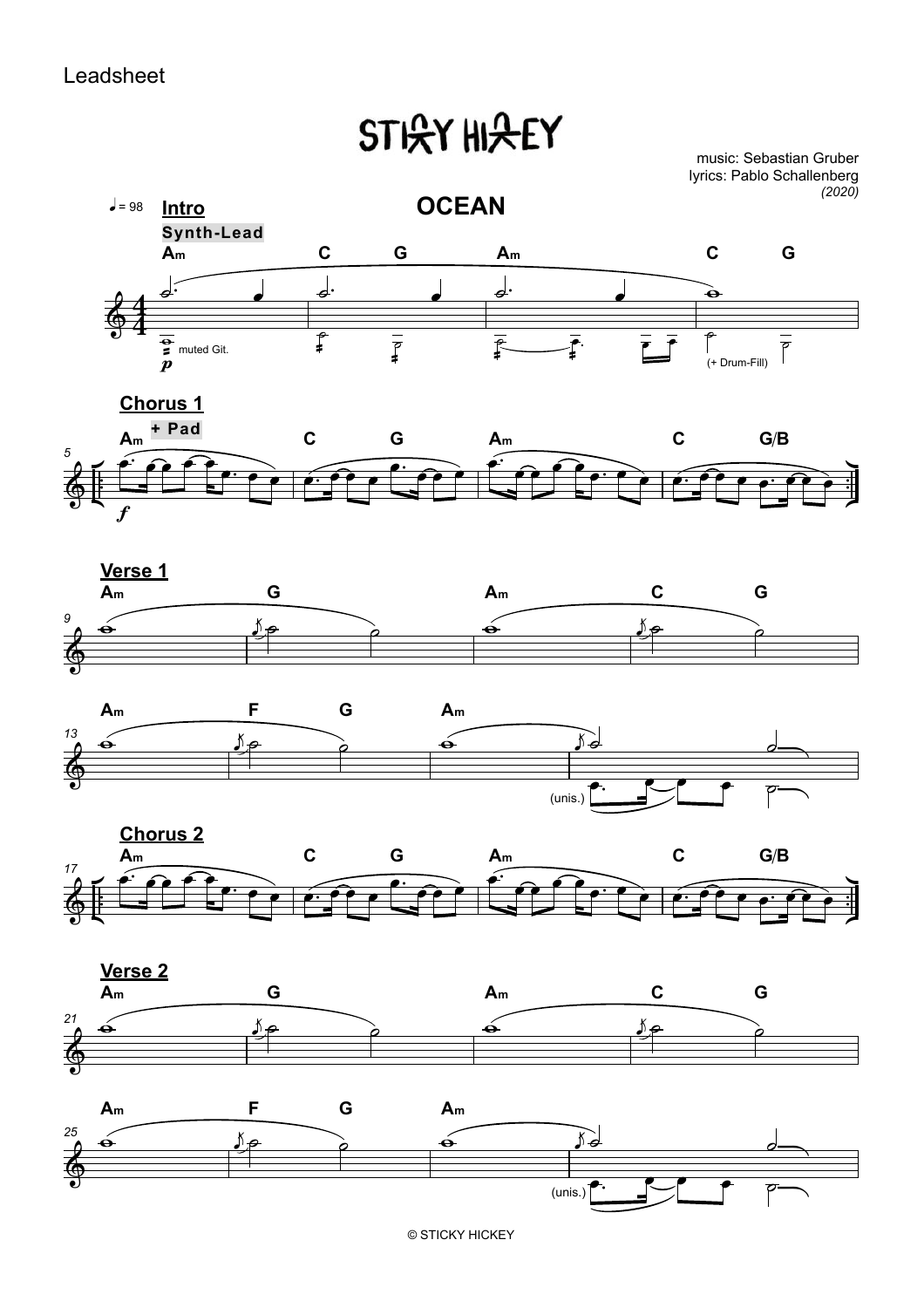Leadsheet

STICKY HICKEY

music: Sebastian Gruber
lyrics: Pablo Schallenberg
*(2020)*

# OCEAN

♩ = 98

**Intro**

**Synth-Lead**

Am | C G | Am | C G

muted Git.

*p*

(+ Drum-Fill)

**Chorus 1**

**+ Pad**

Am | C G | Am | C G/B

*f*

**Verse 1**

Am | G | Am | C G

Am | F G | Am |

(unis.)

**Chorus 2**

Am | C G | Am | C G/B

**Verse 2**

Am | G | Am | C G

Am | F G | Am |

(unis.)

© STICKY HICKEY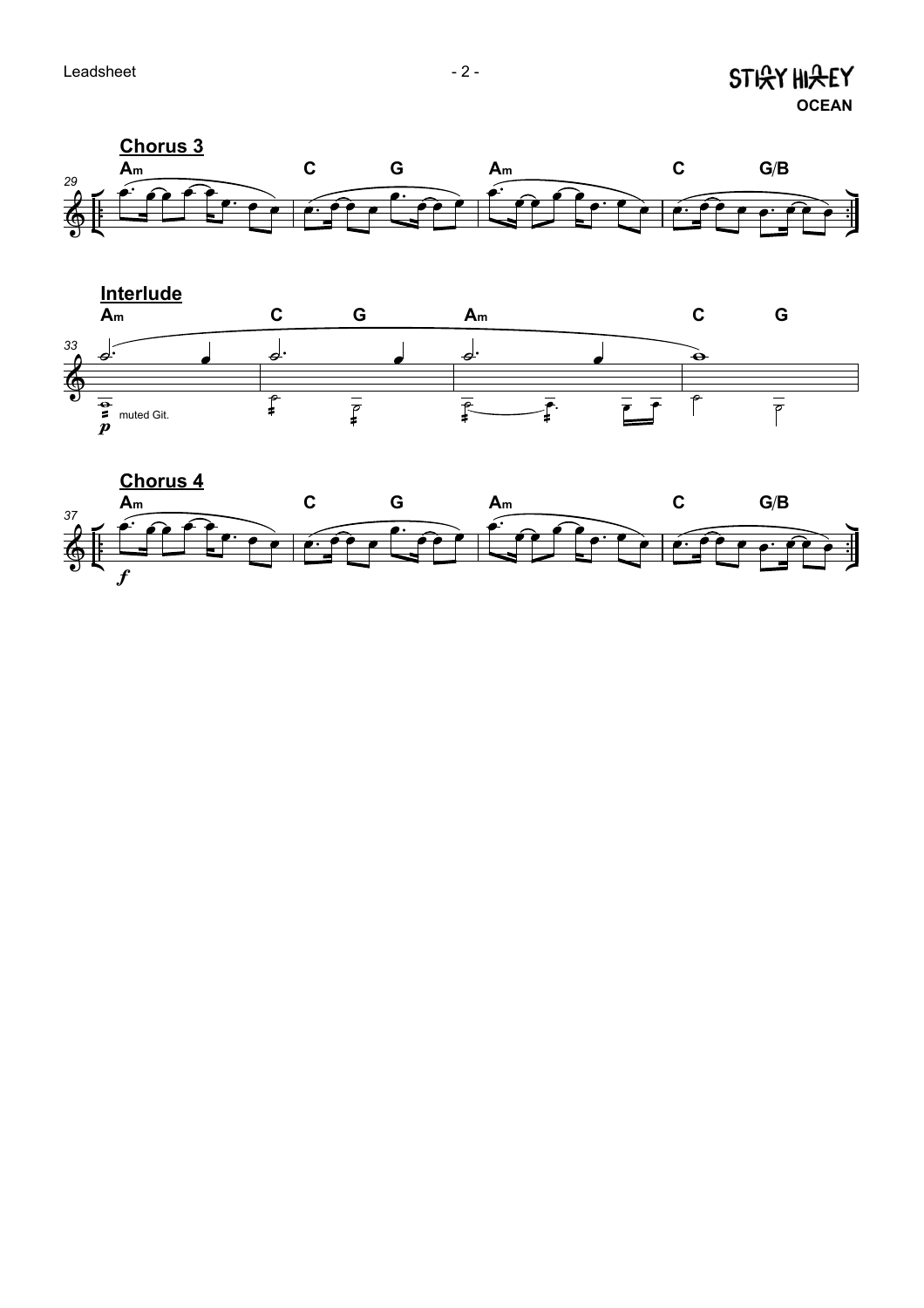## Chorus 3

Am C G Am C G/B

## Interlude

Am C G Am C G

muted Git.

## Chorus 4

Am C G Am C G/B